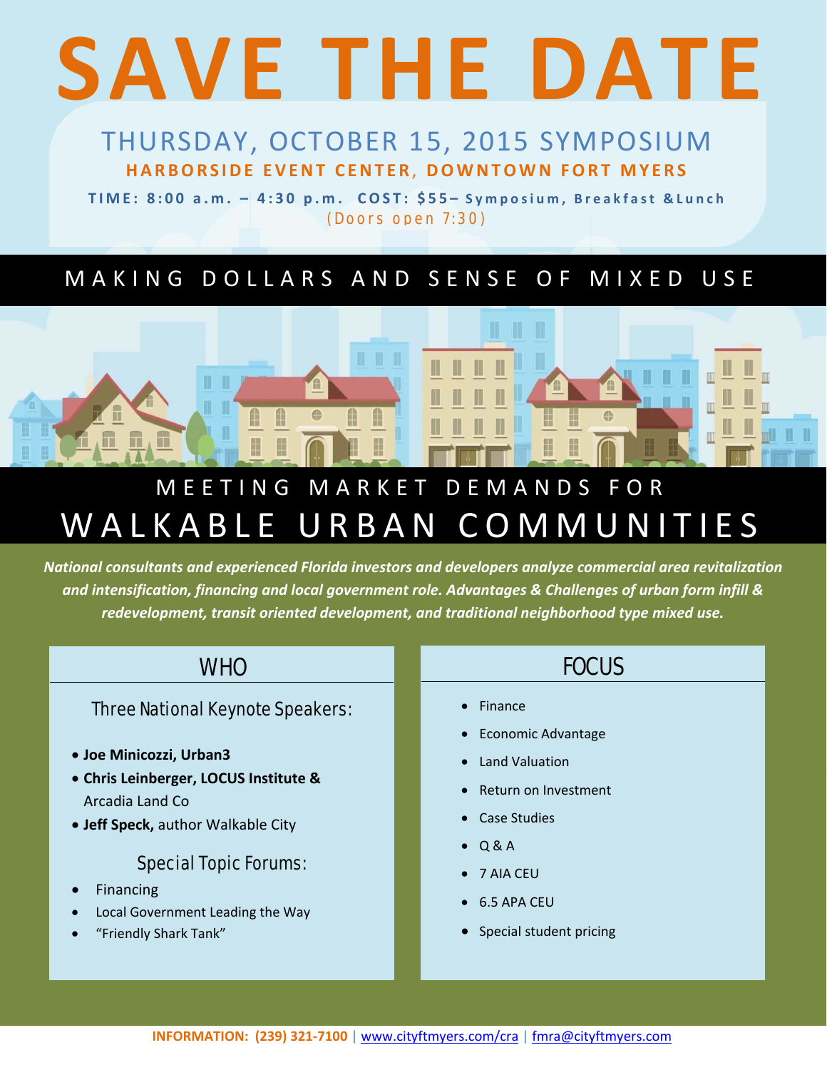# SAVE THE DATE

## THURSDAY, OCTOBER 15, 2015 SYMPOSIUM

**HARBORSIDE EVENT CENTER, DOWNTOWN FORT MYERS**

**TIME: 8:00 a.m. – 4:30 p.m. COST: $55– Symposium, Breakfast &Lunch**

(Doors open 7:30)

## MAKING DOLLARS AND SENSE OF MIXED USE

## MEETING MARKET DEMANDS FOR WALKABLE URBAN COMMUNITIES

***National consultants and experienced Florida investors and developers analyze commercial area revitalization and intensification, financing and local government role. Advantages & Challenges of urban form infill & redevelopment, transit oriented development, and traditional neighborhood type mixed use.***

### WHO

Three National Keynote Speakers:

- **Joe Minicozzi, Urban3**
- **Chris Leinberger, LOCUS Institute &** Arcadia Land Co
- **Jeff Speck,** author Walkable City

Special Topic Forums:

- Financing
- Local Government Leading the Way
- "Friendly Shark Tank"

### FOCUS

- Finance
- Economic Advantage
- Land Valuation
- Return on Investment
- Case Studies
- Q & A
- 7 AIA CEU
- 6.5 APA CEU
- Special student pricing

**INFORMATION: (239) 321-7100** | www.cityftmyers.com/cra | fmra@cityftmyers.com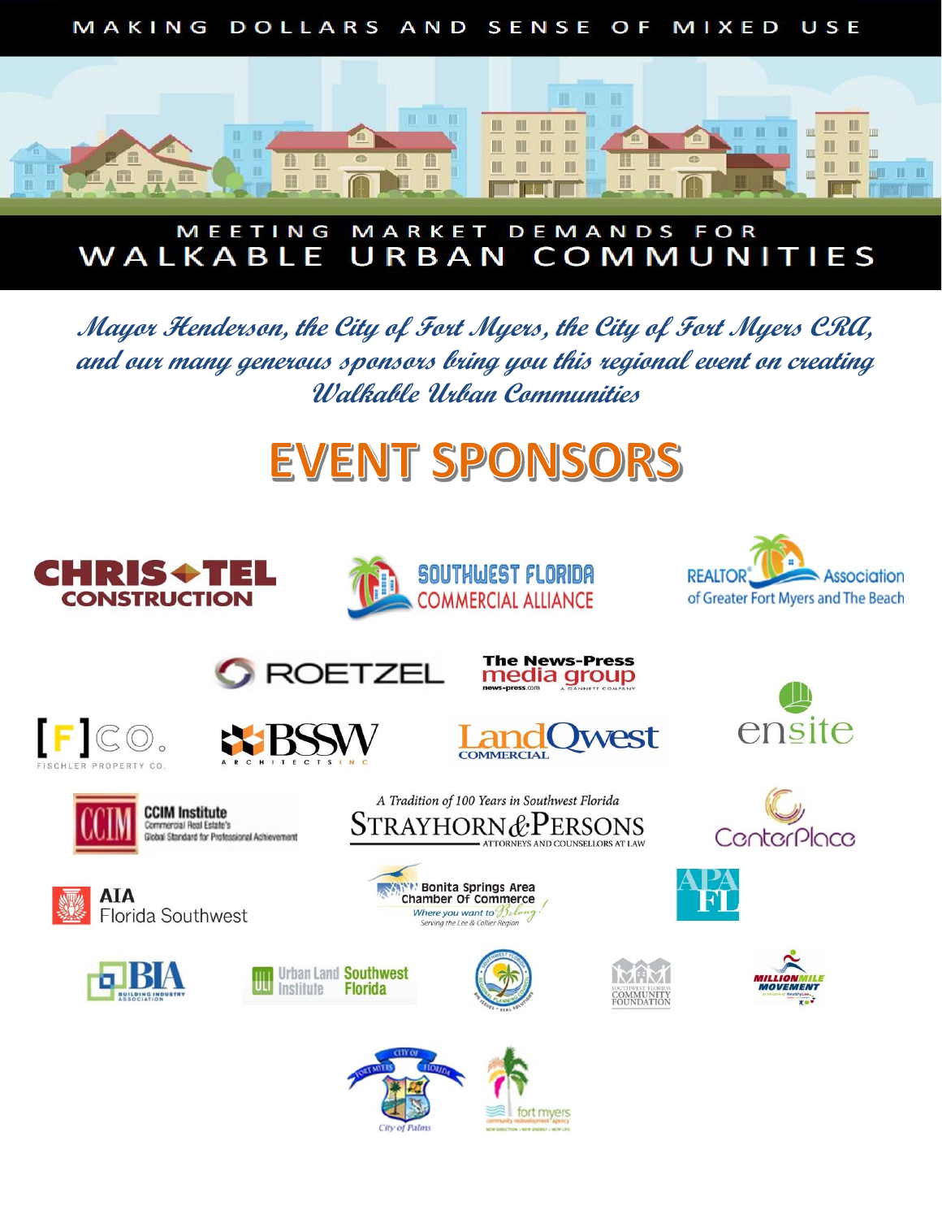MAKING DOLLARS AND SENSE OF MIXED USE

MEETING MARKET DEMANDS FOR

# WALKABLE URBAN COMMUNITIES

*Mayor Henderson, the City of Fort Myers, the City of Fort Myers CRA, and our many generous sponsors bring you this regional event on creating Walkable Urban Communities*

## EVENT SPONSORS

CHRIS-TEL CONSTRUCTION

SOUTHWEST FLORIDA COMMERCIAL ALLIANCE

REALTOR® Association of Greater Fort Myers and The Beach

ROETZEL

The News-Press media group

[F]CO. FISCHLER PROPERTY CO.

BSSW ARCHITECTS INC

LandQwest COMMERCIAL

ensite

CCIM Institute Commercial Real Estate's Global Standard for Professional Achievement

A Tradition of 100 Years in Southwest Florida STRAYHORN & PERSONS ATTORNEYS AND COUNSELLORS AT LAW

CenterPlace

AIA Florida Southwest

Bonita Springs Area Chamber of Commerce Where you want to Belong! Serving the Lee & Collier Region

APA FL

BIA BUILDING INDUSTRY ASSOCIATION

ULI Urban Land Institute Southwest Florida

Southwest Florida Regional Planning Council

SOUTHWEST FLORIDA COMMUNITY FOUNDATION

MILLION MILE MOVEMENT

CITY OF FORT MYERS FLORIDA City of Palms

fort myers community redevelopment agency